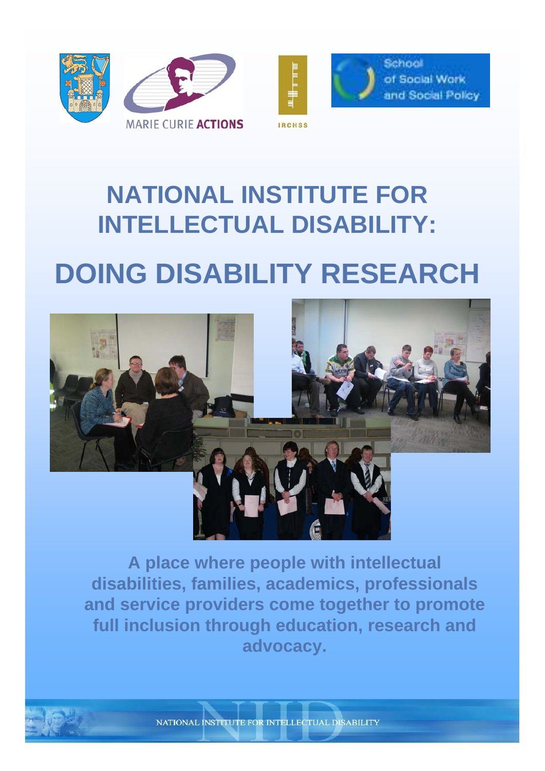MARIE CURIE ACTIONS

IRCHSS

School of Social Work and Social Policy

# NATIONAL INSTITUTE FOR INTELLECTUAL DISABILITY:

# DOING DISABILITY RESEARCH

**A place where people with intellectual disabilities, families, academics, professionals and service providers come together to promote full inclusion through education, research and advocacy.**

NATIONAL INSTITUTE FOR INTELLECTUAL DISABILITY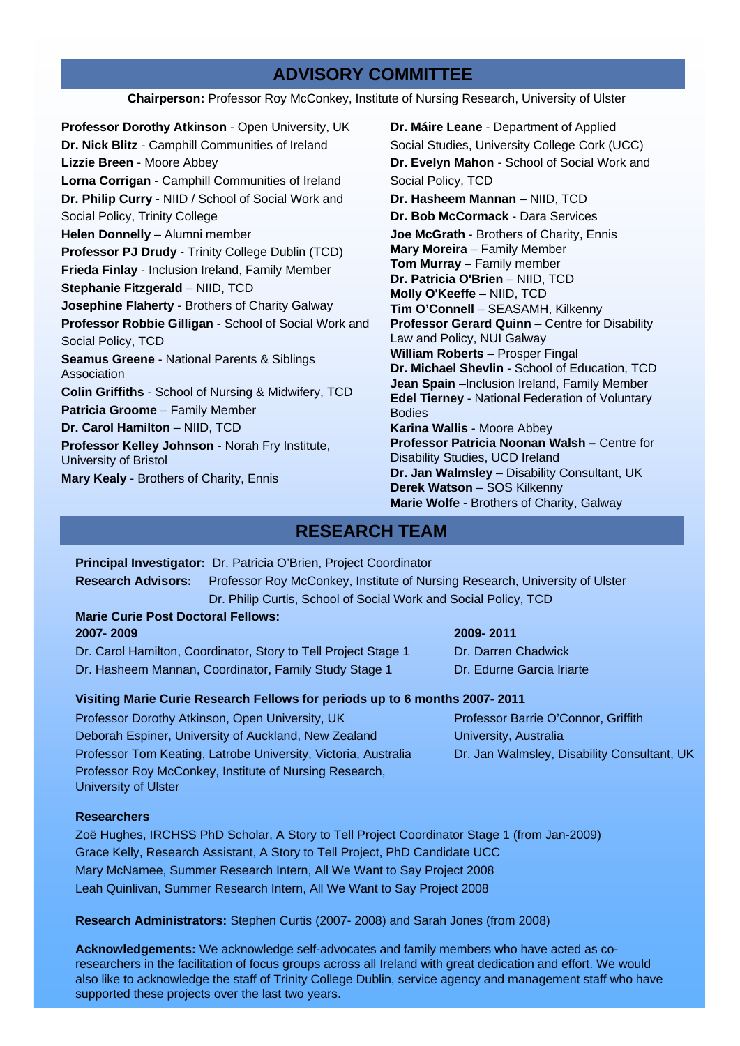## ADVISORY COMMITTEE

**Chairperson:** Professor Roy McConkey, Institute of Nursing Research, University of Ulster

**Professor Dorothy Atkinson** - Open University, UK
**Dr. Nick Blitz** - Camphill Communities of Ireland
**Lizzie Breen** - Moore Abbey
**Lorna Corrigan** - Camphill Communities of Ireland
**Dr. Philip Curry** - NIID / School of Social Work and Social Policy, Trinity College
**Helen Donnelly** – Alumni member
**Professor PJ Drudy** - Trinity College Dublin (TCD)
**Frieda Finlay** - Inclusion Ireland, Family Member
**Stephanie Fitzgerald** – NIID, TCD
**Josephine Flaherty** - Brothers of Charity Galway
**Professor Robbie Gilligan** - School of Social Work and Social Policy, TCD
**Seamus Greene** - National Parents & Siblings Association
**Colin Griffiths** - School of Nursing & Midwifery, TCD
**Patricia Groome** – Family Member
**Dr. Carol Hamilton** – NIID, TCD
**Professor Kelley Johnson** - Norah Fry Institute, University of Bristol
**Mary Kealy** - Brothers of Charity, Ennis
**Dr. Máire Leane** - Department of Applied Social Studies, University College Cork (UCC)
**Dr. Evelyn Mahon** - School of Social Work and Social Policy, TCD
**Dr. Hasheem Mannan** – NIID, TCD
**Dr. Bob McCormack** - Dara Services
**Joe McGrath** - Brothers of Charity, Ennis
**Mary Moreira** – Family Member
**Tom Murray** – Family member
**Dr. Patricia O'Brien** – NIID, TCD
**Molly O'Keeffe** – NIID, TCD
**Tim O'Connell** – SEASAMH, Kilkenny
**Professor Gerard Quinn** – Centre for Disability Law and Policy, NUI Galway
**William Roberts** – Prosper Fingal
**Dr. Michael Shevlin** - School of Education, TCD
**Jean Spain** –Inclusion Ireland, Family Member
**Edel Tierney** - National Federation of Voluntary Bodies
**Karina Wallis** - Moore Abbey
**Professor Patricia Noonan Walsh –** Centre for Disability Studies, UCD Ireland
**Dr. Jan Walmsley** – Disability Consultant, UK
**Derek Watson** – SOS Kilkenny
**Marie Wolfe** - Brothers of Charity, Galway

## RESEARCH TEAM

**Principal Investigator:** Dr. Patricia O'Brien, Project Coordinator

**Research Advisors:** Professor Roy McConkey, Institute of Nursing Research, University of Ulster
Dr. Philip Curtis, School of Social Work and Social Policy, TCD

**Marie Curie Post Doctoral Fellows:**

**2007- 2009**
Dr. Carol Hamilton, Coordinator, Story to Tell Project Stage 1
Dr. Hasheem Mannan, Coordinator, Family Study Stage 1

**2009- 2011**
Dr. Darren Chadwick
Dr. Edurne Garcia Iriarte

**Visiting Marie Curie Research Fellows for periods up to 6 months 2007- 2011**

Professor Dorothy Atkinson, Open University, UK
Deborah Espiner, University of Auckland, New Zealand
Professor Tom Keating, Latrobe University, Victoria, Australia
Professor Roy McConkey, Institute of Nursing Research, University of Ulster
Professor Barrie O'Connor, Griffith University, Australia
Dr. Jan Walmsley, Disability Consultant, UK

**Researchers**

Zoë Hughes, IRCHSS PhD Scholar, A Story to Tell Project Coordinator Stage 1 (from Jan-2009)
Grace Kelly, Research Assistant, A Story to Tell Project, PhD Candidate UCC
Mary McNamee, Summer Research Intern, All We Want to Say Project 2008
Leah Quinlivan, Summer Research Intern, All We Want to Say Project 2008

**Research Administrators:** Stephen Curtis (2007- 2008) and Sarah Jones (from 2008)

**Acknowledgements:** We acknowledge self-advocates and family members who have acted as co-researchers in the facilitation of focus groups across all Ireland with great dedication and effort. We would also like to acknowledge the staff of Trinity College Dublin, service agency and management staff who have supported these projects over the last two years.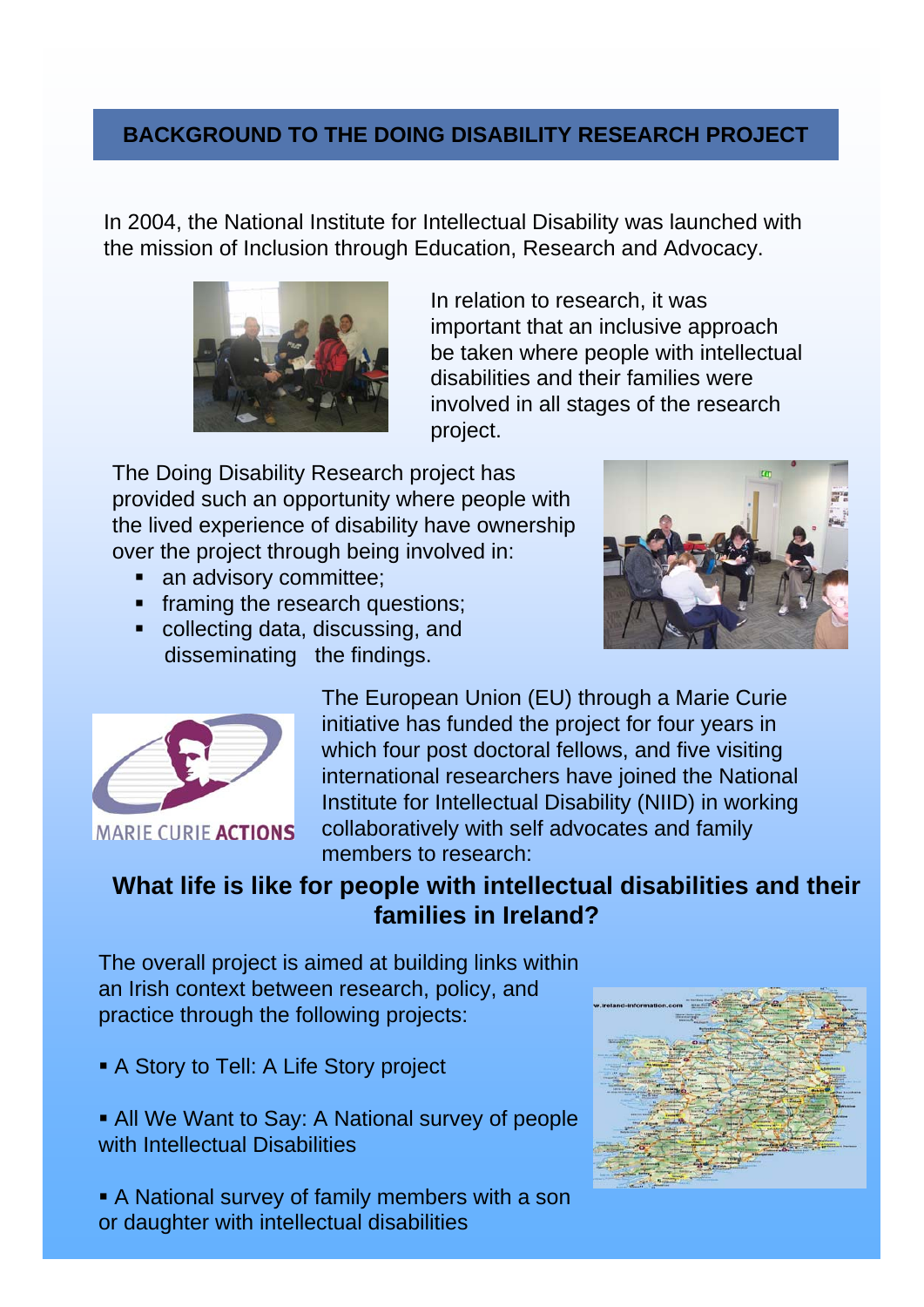## BACKGROUND TO THE DOING DISABILITY RESEARCH PROJECT

In 2004, the National Institute for Intellectual Disability was launched with the mission of Inclusion through Education, Research and Advocacy.

In relation to research, it was important that an inclusive approach be taken where people with intellectual disabilities and their families were involved in all stages of the research project.

The Doing Disability Research project has provided such an opportunity where people with the lived experience of disability have ownership over the project through being involved in:

- an advisory committee;
- framing the research questions;
- collecting data, discussing, and disseminating the findings.

The European Union (EU) through a Marie Curie initiative has funded the project for four years in which four post doctoral fellows, and five visiting international researchers have joined the National Institute for Intellectual Disability (NIID) in working collaboratively with self advocates and family members to research:

**What life is like for people with intellectual disabilities and their families in Ireland?**

The overall project is aimed at building links within an Irish context between research, policy, and practice through the following projects:

- A Story to Tell: A Life Story project
- All We Want to Say: A National survey of people with Intellectual Disabilities
- A National survey of family members with a son or daughter with intellectual disabilities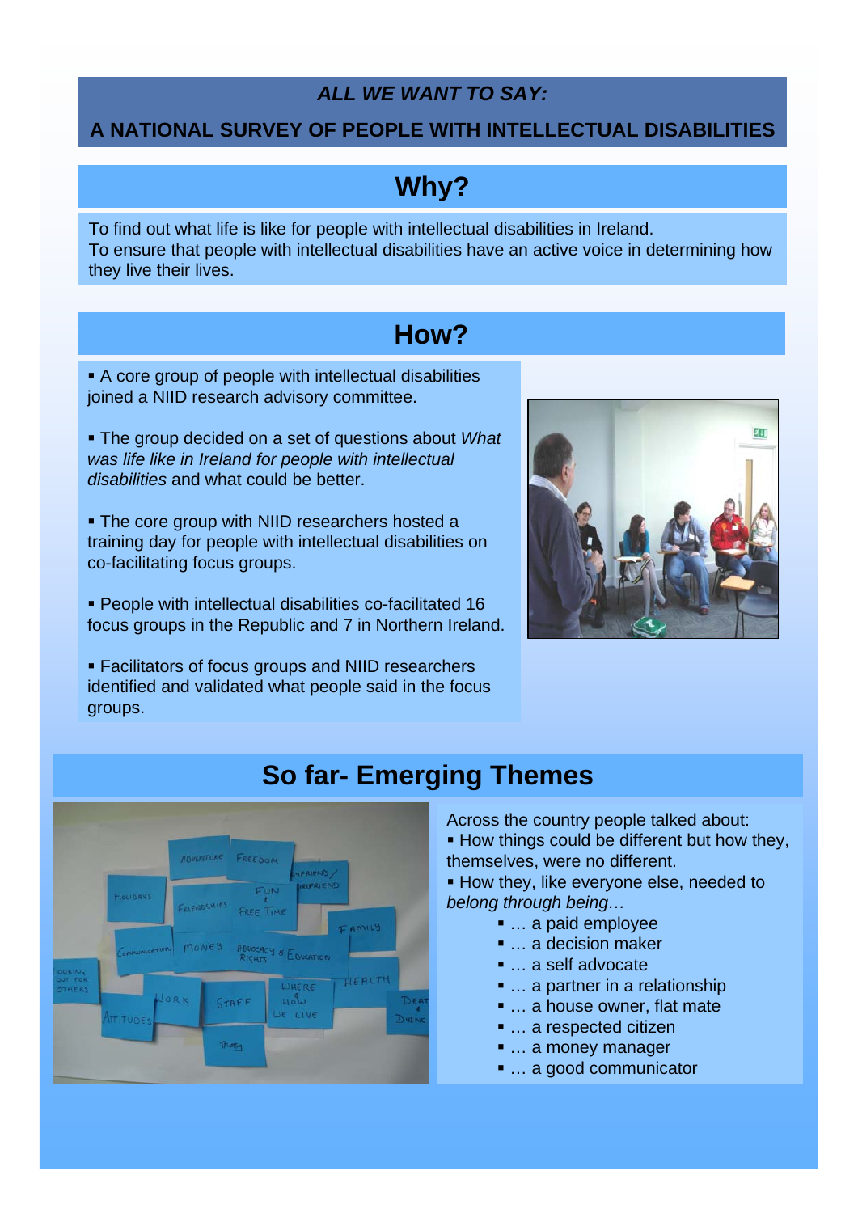# *ALL WE WANT TO SAY:*

# A NATIONAL SURVEY OF PEOPLE WITH INTELLECTUAL DISABILITIES

## Why?

To find out what life is like for people with intellectual disabilities in Ireland.
To ensure that people with intellectual disabilities have an active voice in determining how they live their lives.

## How?

- A core group of people with intellectual disabilities joined a NIID research advisory committee.
- The group decided on a set of questions about *What was life like in Ireland for people with intellectual disabilities* and what could be better.
- The core group with NIID researchers hosted a training day for people with intellectual disabilities on co-facilitating focus groups.
- People with intellectual disabilities co-facilitated 16 focus groups in the Republic and 7 in Northern Ireland.
- Facilitators of focus groups and NIID researchers identified and validated what people said in the focus groups.

## So far- Emerging Themes

Across the country people talked about:

- How things could be different but how they, themselves, were no different.
- How they, like everyone else, needed to *belong through being…*
    - … a paid employee
    - … a decision maker
    - … a self advocate
    - … a partner in a relationship
    - … a house owner, flat mate
    - … a respected citizen
    - … a money manager
    - … a good communicator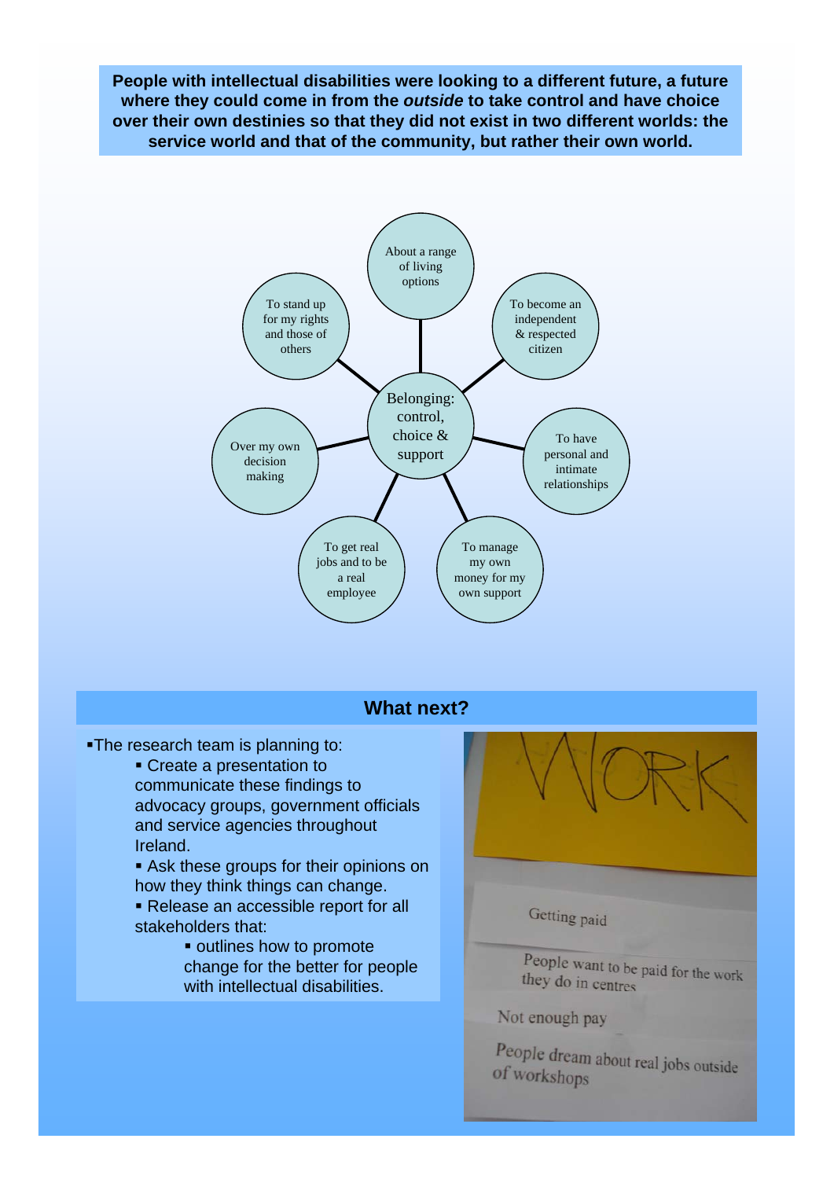**People with intellectual disabilities were looking to a different future, a future where they could come in from the *outside* to take control and have choice over their own destinies so that they did not exist in two different worlds: the service world and that of the community, but rather their own world.**

Belonging: control, choice & support

- About a range of living options
- To become an independent & respected citizen
- To have personal and intimate relationships
- To manage my own money for my own support
- To get real jobs and to be a real employee
- Over my own decision making
- To stand up for my rights and those of others

## What next?

- The research team is planning to:
  - Create a presentation to communicate these findings to advocacy groups, government officials and service agencies throughout Ireland.
  - Ask these groups for their opinions on how they think things can change.
  - Release an accessible report for all stakeholders that:
    - outlines how to promote change for the better for people with intellectual disabilities.

WORK

Getting paid

People want to be paid for the work they do in centres

Not enough pay

People dream about real jobs outside of workshops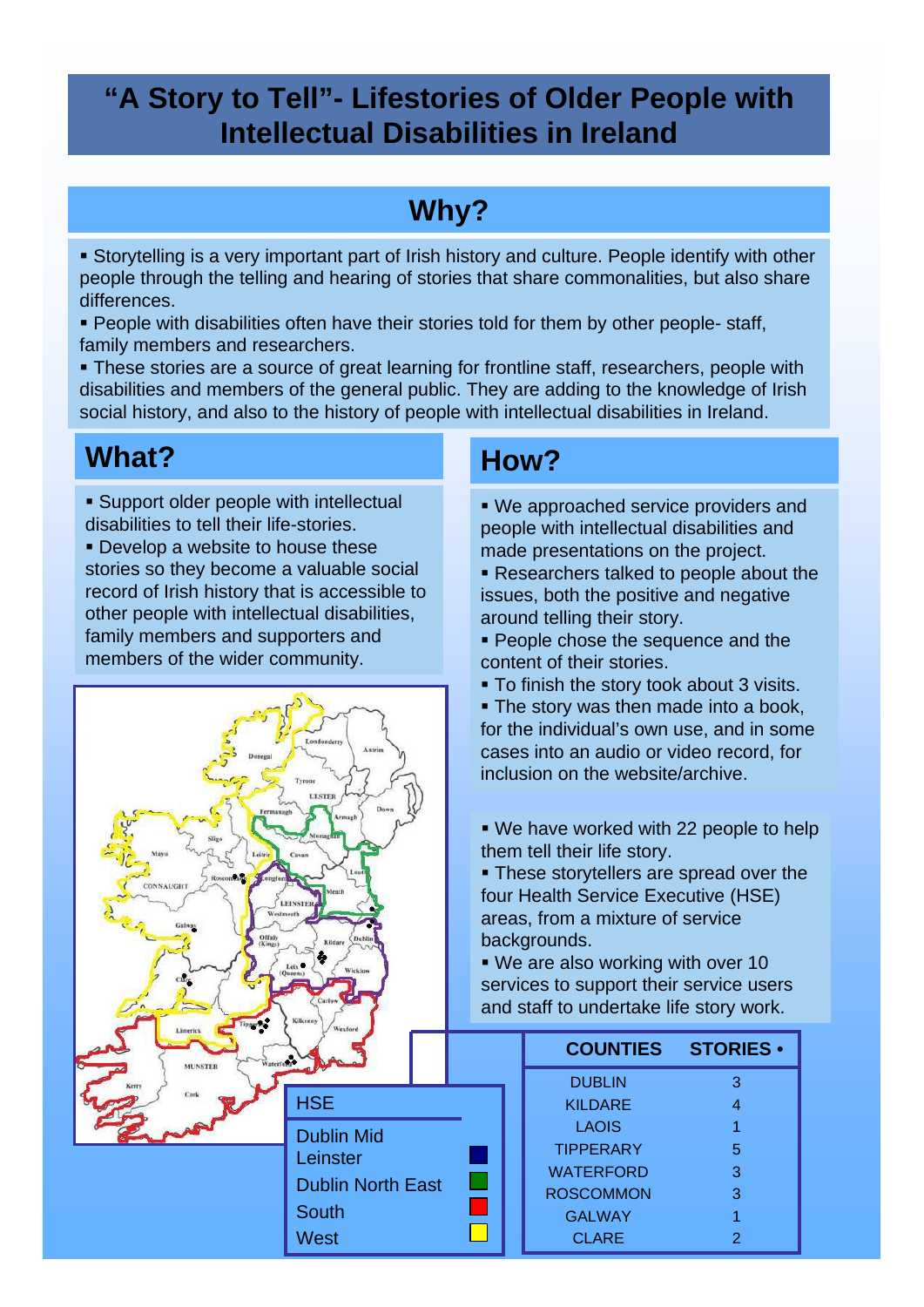# "A Story to Tell"- Lifestories of Older People with Intellectual Disabilities in Ireland

## Why?

- Storytelling is a very important part of Irish history and culture. People identify with other people through the telling and hearing of stories that share commonalities, but also share differences.
- People with disabilities often have their stories told for them by other people- staff, family members and researchers.
- These stories are a source of great learning for frontline staff, researchers, people with disabilities and members of the general public. They are adding to the knowledge of Irish social history, and also to the history of people with intellectual disabilities in Ireland.

## What?

- Support older people with intellectual disabilities to tell their life-stories.
- Develop a website to house these stories so they become a valuable social record of Irish history that is accessible to other people with intellectual disabilities, family members and supporters and members of the wider community.

## How?

- We approached service providers and people with intellectual disabilities and made presentations on the project.
- Researchers talked to people about the issues, both the positive and negative around telling their story.
- People chose the sequence and the content of their stories.
- To finish the story took about 3 visits.
- The story was then made into a book, for the individual's own use, and in some cases into an audio or video record, for inclusion on the website/archive.

- We have worked with 22 people to help them tell their life story.
- These storytellers are spread over the four Health Service Executive (HSE) areas, from a mixture of service backgrounds.
- We are also working with over 10 services to support their service users and staff to undertake life story work.

| HSE | |
|---|---|
| Dublin Mid Leinster | Blue |
| Dublin North East | Green |
| South | Red |
| West | Yellow |

| COUNTIES | STORIES • |
|---|---|
| DUBLIN | 3 |
| KILDARE | 4 |
| LAOIS | 1 |
| TIPPERARY | 5 |
| WATERFORD | 3 |
| ROSCOMMON | 3 |
| GALWAY | 1 |
| CLARE | 2 |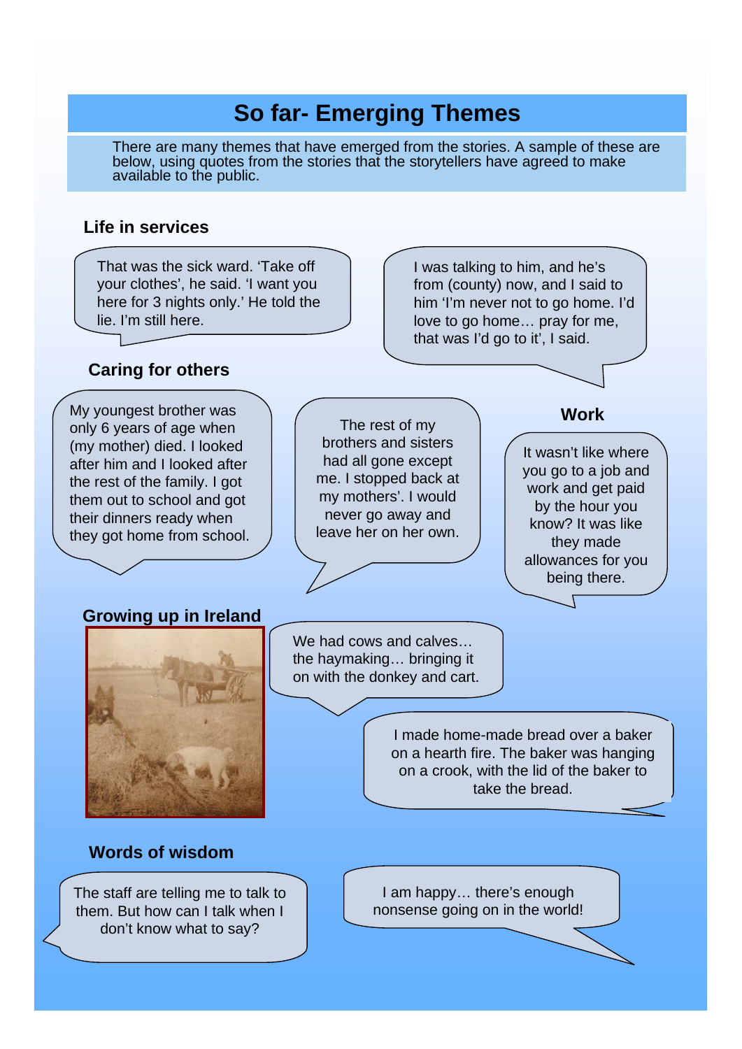# So far- Emerging Themes

There are many themes that have emerged from the stories. A sample of these are below, using quotes from the stories that the storytellers have agreed to make available to the public.

## Life in services

That was the sick ward. 'Take off your clothes', he said. 'I want you here for 3 nights only.' He told the lie. I'm still here.

I was talking to him, and he's from (county) now, and I said to him 'I'm never not to go home. I'd love to go home… pray for me, that was I'd go to it', I said.

## Caring for others

My youngest brother was only 6 years of age when (my mother) died. I looked after him and I looked after the rest of the family. I got them out to school and got their dinners ready when they got home from school.

The rest of my brothers and sisters had all gone except me. I stopped back at my mothers'. I would never go away and leave her on her own.

## Work

It wasn't like where you go to a job and work and get paid by the hour you know? It was like they made allowances for you being there.

## Growing up in Ireland

We had cows and calves… the haymaking… bringing it on with the donkey and cart.

I made home-made bread over a baker on a hearth fire. The baker was hanging on a crook, with the lid of the baker to take the bread.

## Words of wisdom

The staff are telling me to talk to them. But how can I talk when I don't know what to say?

I am happy… there's enough nonsense going on in the world!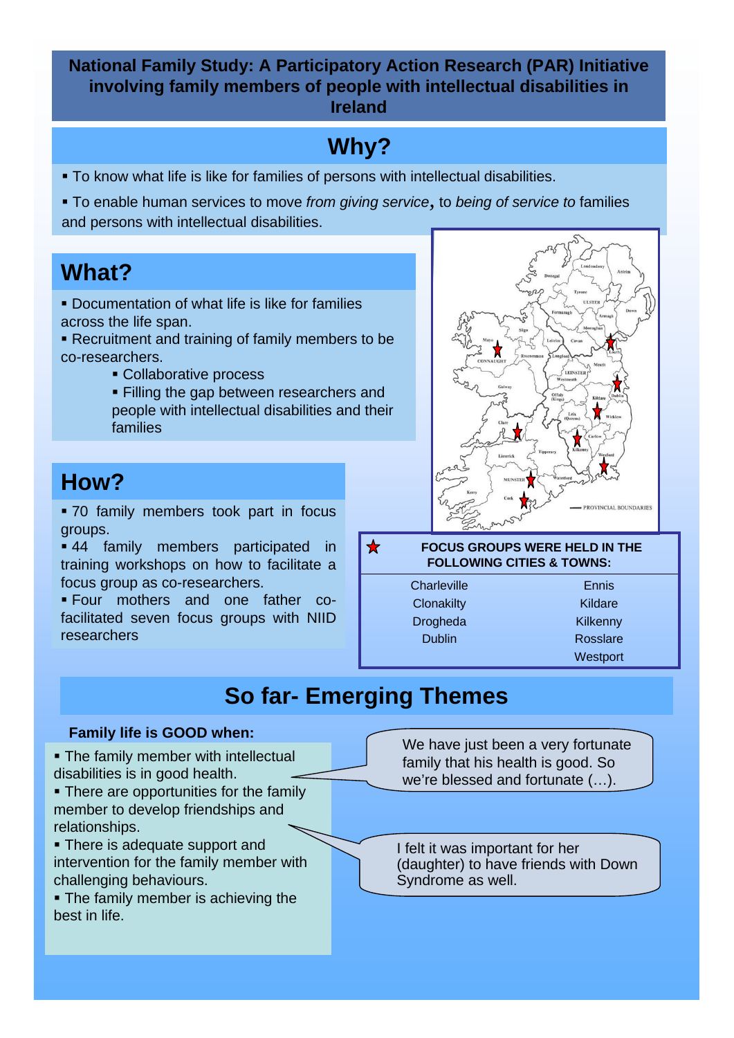# National Family Study: A Participatory Action Research (PAR) Initiative involving family members of people with intellectual disabilities in Ireland

## Why?

- To know what life is like for families of persons with intellectual disabilities.
- To enable human services to move *from giving service*, to *being of service to* families and persons with intellectual disabilities.

## What?

- Documentation of what life is like for families across the life span.
- Recruitment and training of family members to be co-researchers.
  - Collaborative process
  - Filling the gap between researchers and people with intellectual disabilities and their families

## How?

- 70 family members took part in focus groups.
- 44 family members participated in training workshops on how to facilitate a focus group as co-researchers.
- Four mothers and one father co-facilitated seven focus groups with NIID researchers

**FOCUS GROUPS WERE HELD IN THE FOLLOWING CITIES & TOWNS:**

| | |
|---|---|
| Charleville | Ennis |
| Clonakilty | Kildare |
| Drogheda | Kilkenny |
| Dublin | Rosslare |
| | Westport |

## So far- Emerging Themes

**Family life is GOOD when:**

- The family member with intellectual disabilities is in good health.
- There are opportunities for the family member to develop friendships and relationships.
- There is adequate support and intervention for the family member with challenging behaviours.
- The family member is achieving the best in life.

> We have just been a very fortunate family that his health is good. So we're blessed and fortunate (…).

> I felt it was important for her (daughter) to have friends with Down Syndrome as well.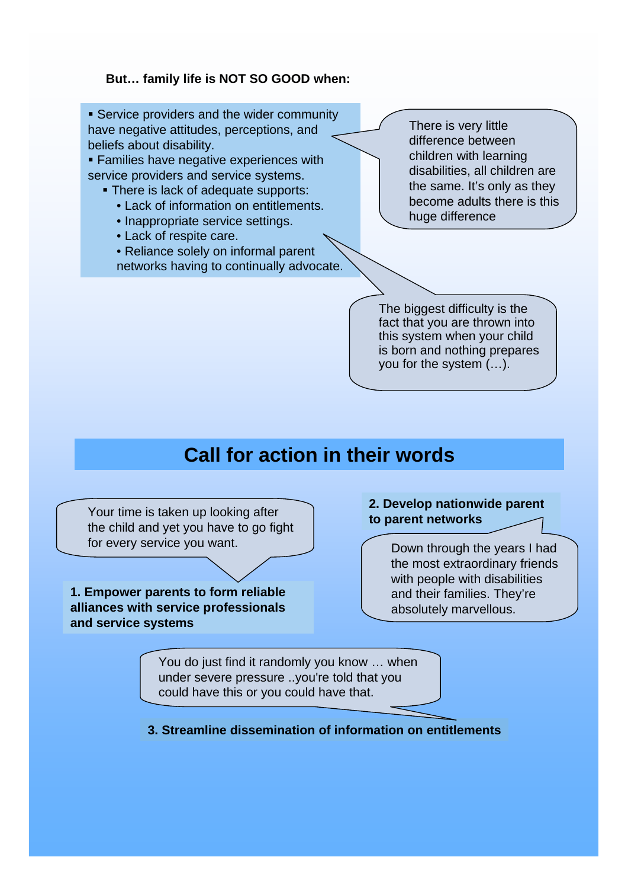**But… family life is NOT SO GOOD when:**

- Service providers and the wider community have negative attitudes, perceptions, and beliefs about disability.
- Families have negative experiences with service providers and service systems.
  - There is lack of adequate supports:
    - Lack of information on entitlements.
    - Inappropriate service settings.
    - Lack of respite care.
    - Reliance solely on informal parent networks having to continually advocate.

There is very little difference between children with learning disabilities, all children are the same. It's only as they become adults there is this huge difference

The biggest difficulty is the fact that you are thrown into this system when your child is born and nothing prepares you for the system (…).

## Call for action in their words

Your time is taken up looking after the child and yet you have to go fight for every service you want.

**1. Empower parents to form reliable alliances with service professionals and service systems**

**2. Develop nationwide parent to parent networks**

Down through the years I had the most extraordinary friends with people with disabilities and their families. They're absolutely marvellous.

You do just find it randomly you know … when under severe pressure ..you're told that you could have this or you could have that.

**3. Streamline dissemination of information on entitlements**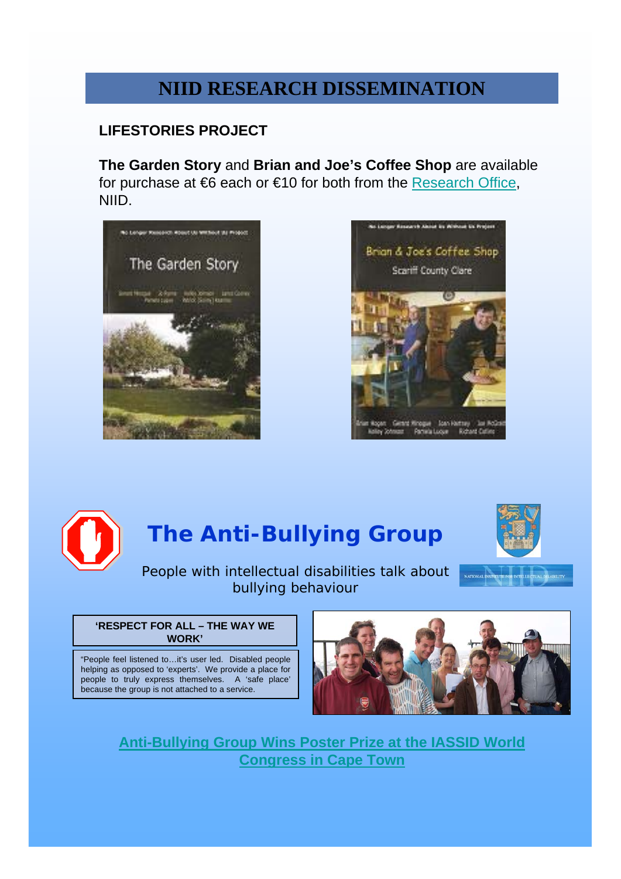# NIID RESEARCH DISSEMINATION

## LIFESTORIES PROJECT

**The Garden Story** and **Brian and Joe's Coffee Shop** are available for purchase at €6 each or €10 for both from the Research Office, NIID.

## The Anti-Bullying Group

People with intellectual disabilities talk about bullying behaviour

**'RESPECT FOR ALL – THE WAY WE WORK'**

"People feel listened to…it's user led. Disabled people helping as opposed to 'experts'. We provide a place for people to truly express themselves. A 'safe place' because the group is not attached to a service.

**Anti-Bullying Group Wins Poster Prize at the IASSID World Congress in Cape Town**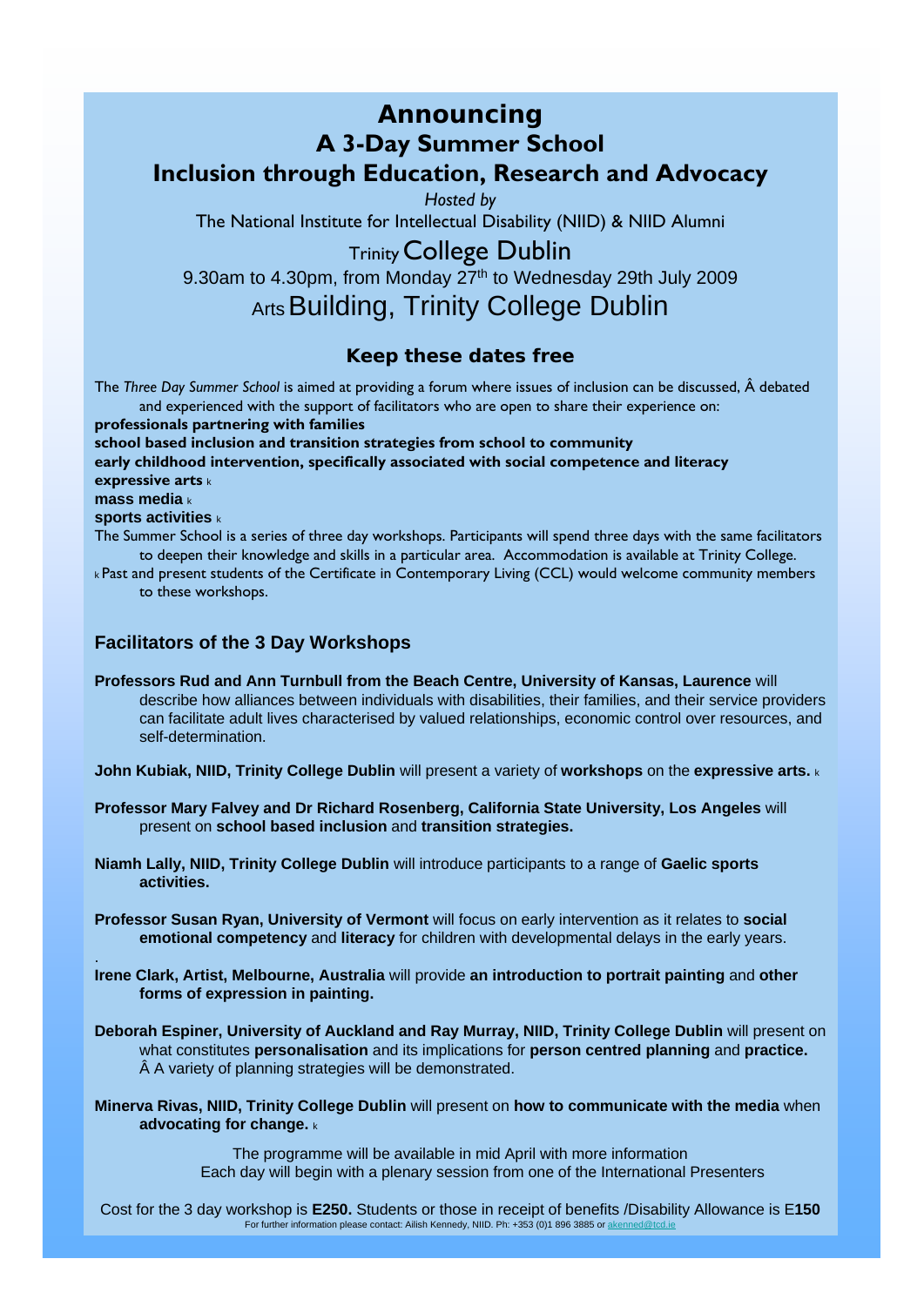# Announcing

## A 3-Day Summer School

## Inclusion through Education, Research and Advocacy

*Hosted by*

The National Institute for Intellectual Disability (NIID) & NIID Alumni

Trinity College Dublin

9.30am to 4.30pm, from Monday 27th to Wednesday 29th July 2009

Arts Building, Trinity College Dublin

### Keep these dates free

The *Three Day Summer School* is aimed at providing a forum where issues of inclusion can be discussed, Â debated and experienced with the support of facilitators who are open to share their experience on:

**professionals partnering with families**

**school based inclusion and transition strategies from school to community**

**early childhood intervention, specifically associated with social competence and literacy**

**expressive arts** k

**mass media** k

**sports activities** k

The Summer School is a series of three day workshops. Participants will spend three days with the same facilitators to deepen their knowledge and skills in a particular area. Accommodation is available at Trinity College.

k Past and present students of the Certificate in Contemporary Living (CCL) would welcome community members to these workshops.

### Facilitators of the 3 Day Workshops

**Professors Rud and Ann Turnbull from the Beach Centre, University of Kansas, Laurence** will describe how alliances between individuals with disabilities, their families, and their service providers can facilitate adult lives characterised by valued relationships, economic control over resources, and self-determination.

**John Kubiak, NIID, Trinity College Dublin** will present a variety of **workshops** on the **expressive arts.** k

**Professor Mary Falvey and Dr Richard Rosenberg, California State University, Los Angeles** will present on **school based inclusion** and **transition strategies.**

**Niamh Lally, NIID, Trinity College Dublin** will introduce participants to a range of **Gaelic sports activities.**

**Professor Susan Ryan, University of Vermont** will focus on early intervention as it relates to **social emotional competency** and **literacy** for children with developmental delays in the early years.

**Irene Clark, Artist, Melbourne, Australia** will provide **an introduction to portrait painting** and **other forms of expression in painting.**

**Deborah Espiner, University of Auckland and Ray Murray, NIID, Trinity College Dublin** will present on what constitutes **personalisation** and its implications for **person centred planning** and **practice.** Â A variety of planning strategies will be demonstrated.

**Minerva Rivas, NIID, Trinity College Dublin** will present on **how to communicate with the media** when **advocating for change.** k

The programme will be available in mid April with more information

Each day will begin with a plenary session from one of the International Presenters

Cost for the 3 day workshop is **E250.** Students or those in receipt of benefits /Disability Allowance is E**150**

For further information please contact: Ailish Kennedy, NIID. Ph: +353 (0)1 896 3885 or akenned@tcd.ie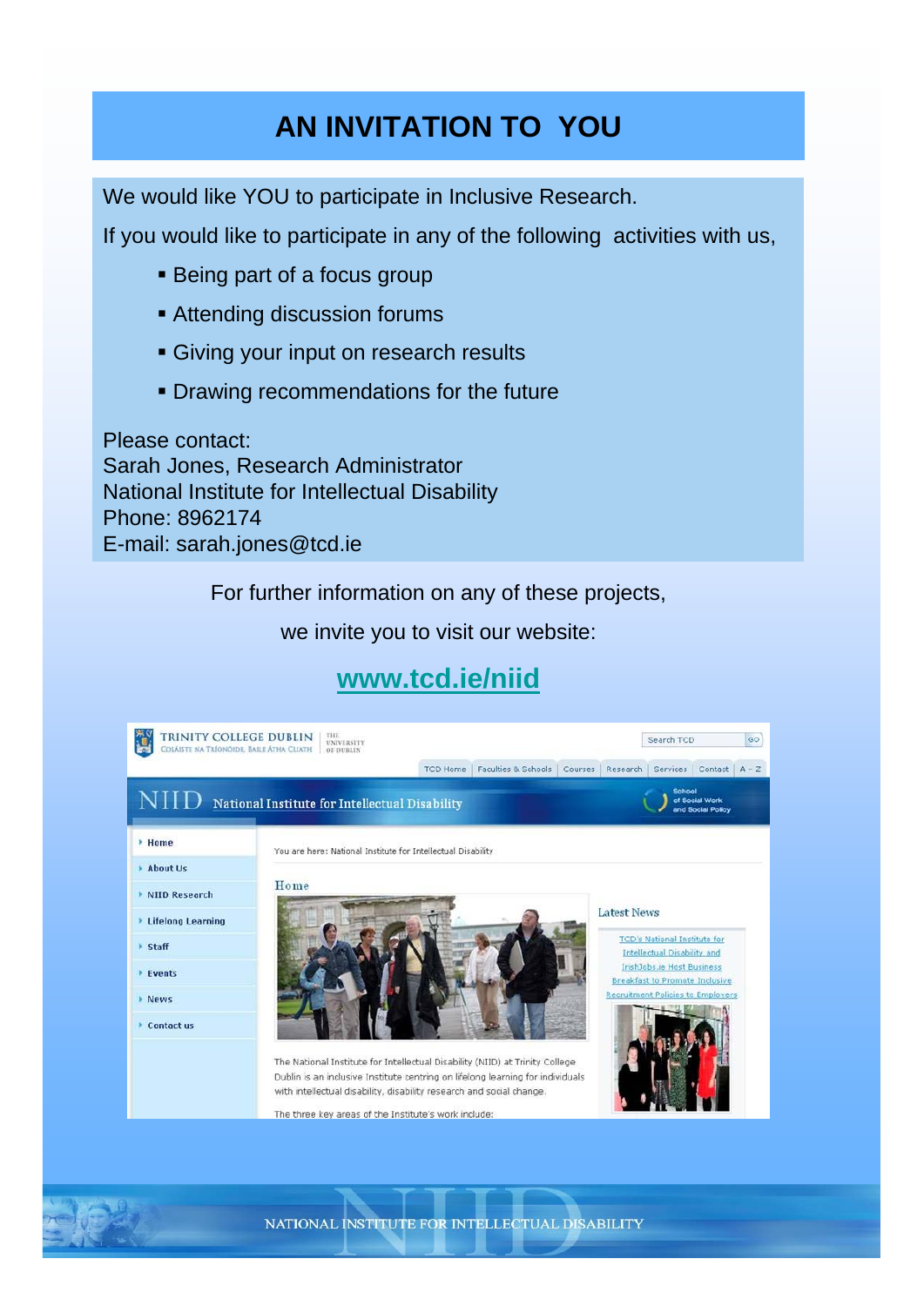# AN INVITATION TO YOU

We would like YOU to participate in Inclusive Research.

If you would like to participate in any of the following activities with us,

- Being part of a focus group
- Attending discussion forums
- Giving your input on research results
- Drawing recommendations for the future

Please contact:
Sarah Jones, Research Administrator
National Institute for Intellectual Disability
Phone: 8962174
E-mail: sarah.jones@tcd.ie

For further information on any of these projects,

we invite you to visit our website:

**www.tcd.ie/niid**

TRINITY COLLEGE DUBLIN
COLÁISTE NA TRÍONÓIDE, BAILE ÁTHA CLIATH
THE UNIVERSITY OF DUBLIN

Search TCD GO

TCD Home | Faculties & Schools | Courses | Research | Services | Contact | A – Z

NIID National Institute for Intellectual Disability

School of Social Work and Social Policy

- Home
- About Us
- NIID Research
- Lifelong Learning
- Staff
- Events
- News
- Contact us

You are here: National Institute for Intellectual Disability

Home

Latest News

TCD's National Institute for Intellectual Disability and IrishJobs.ie Host Business Breakfast to Promote Inclusive Recruitment Policies to Employers

The National Institute for Intellectual Disability (NIID) at Trinity College Dublin is an inclusive Institute centring on lifelong learning for individuals with intellectual disability, disability research and social change.

The three key areas of the Institute's work include:

NATIONAL INSTITUTE FOR INTELLECTUAL DISABILITY